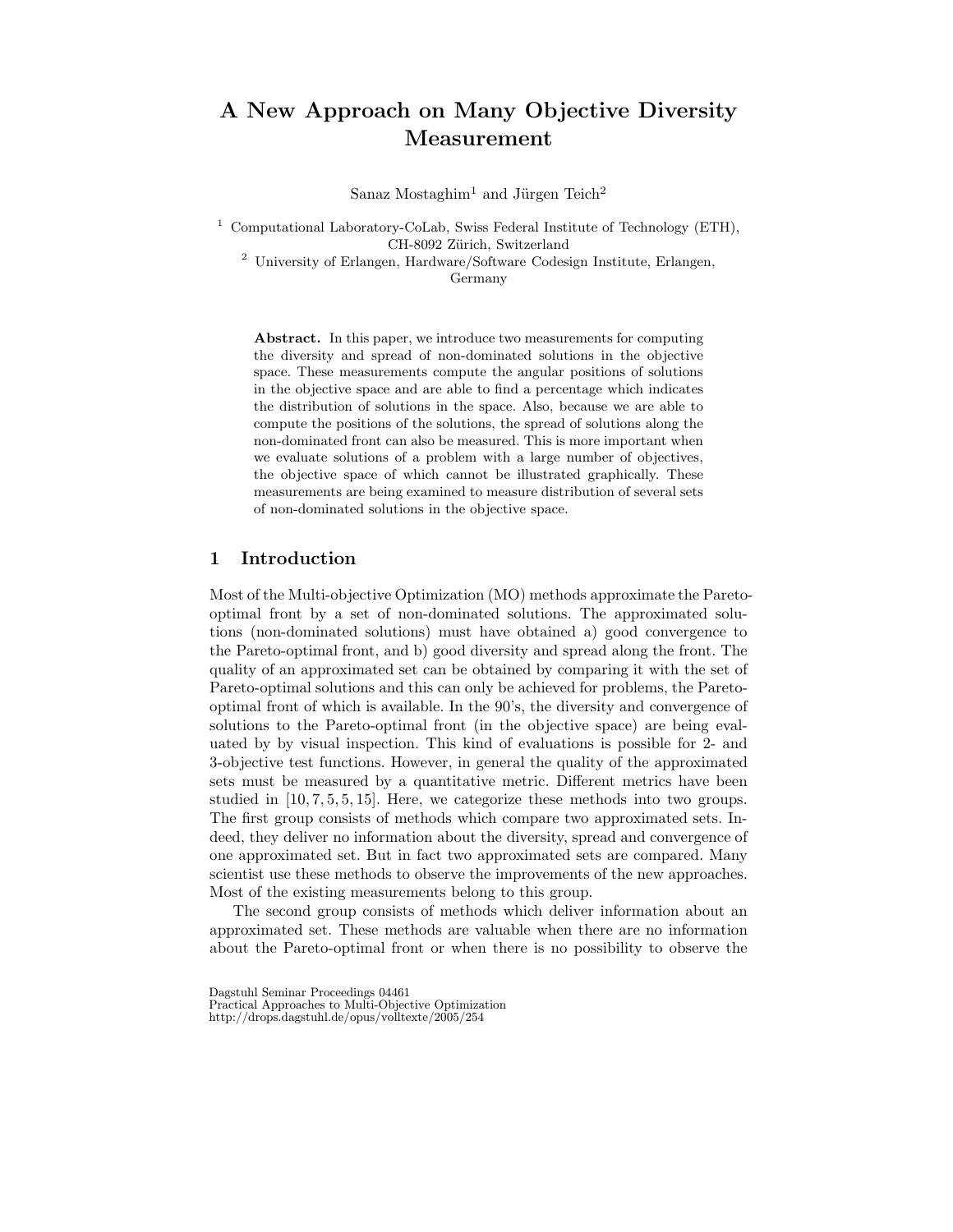# A New Approach on Many Objective Diversity Measurement

Sanaz Mostaghim[1] and Jürgen Teich[2]

[1] Computational Laboratory-CoLab, Swiss Federal Institute of Technology (ETH), CH-8092 Zürich, Switzerland

[2] University of Erlangen, Hardware/Software Codesign Institute, Erlangen, Germany

**Abstract.** In this paper, we introduce two measurements for computing the diversity and spread of non-dominated solutions in the objective space. These measurements compute the angular positions of solutions in the objective space and are able to find a percentage which indicates the distribution of solutions in the space. Also, because we are able to compute the positions of the solutions, the spread of solutions along the non-dominated front can also be measured. This is more important when we evaluate solutions of a problem with a large number of objectives, the objective space of which cannot be illustrated graphically. These measurements are being examined to measure distribution of several sets of non-dominated solutions in the objective space.

## 1 Introduction

Most of the Multi-objective Optimization (MO) methods approximate the Pareto-optimal front by a set of non-dominated solutions. The approximated solutions (non-dominated solutions) must have obtained a) good convergence to the Pareto-optimal front, and b) good diversity and spread along the front. The quality of an approximated set can be obtained by comparing it with the set of Pareto-optimal solutions and this can only be achieved for problems, the Pareto-optimal front of which is available. In the 90's, the diversity and convergence of solutions to the Pareto-optimal front (in the objective space) are being evaluated by by visual inspection. This kind of evaluations is possible for 2- and 3-objective test functions. However, in general the quality of the approximated sets must be measured by a quantitative metric. Different metrics have been studied in [10, 7, 5, 5, 15]. Here, we categorize these methods into two groups. The first group consists of methods which compare two approximated sets. Indeed, they deliver no information about the diversity, spread and convergence of one approximated set. But in fact two approximated sets are compared. Many scientist use these methods to observe the improvements of the new approaches. Most of the existing measurements belong to this group.

The second group consists of methods which deliver information about an approximated set. These methods are valuable when there are no information about the Pareto-optimal front or when there is no possibility to observe the

Dagstuhl Seminar Proceedings 04461
Practical Approaches to Multi-Objective Optimization
http://drops.dagstuhl.de/opus/volltexte/2005/254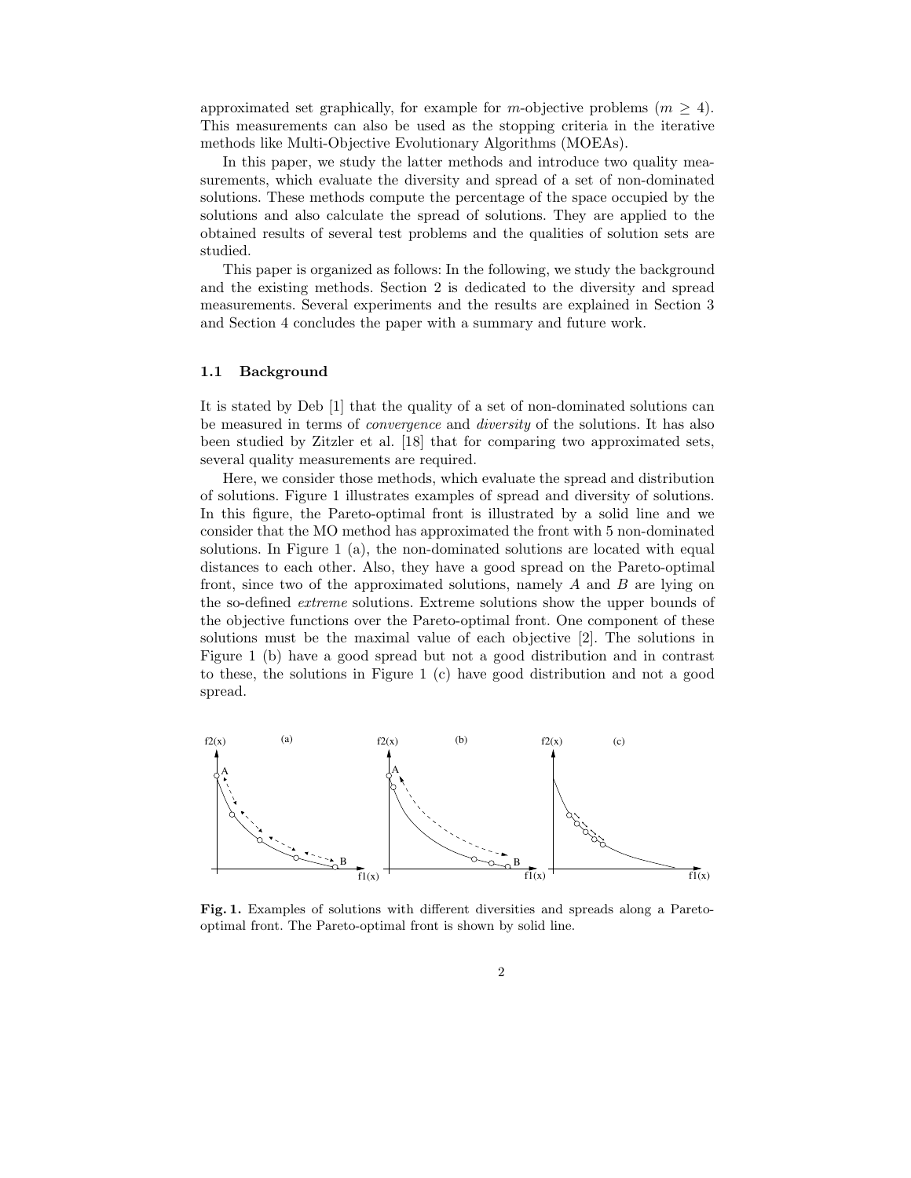approximated set graphically, for example for $m$-objective problems ($m \geq 4$). This measurements can also be used as the stopping criteria in the iterative methods like Multi-Objective Evolutionary Algorithms (MOEAs).

In this paper, we study the latter methods and introduce two quality measurements, which evaluate the diversity and spread of a set of non-dominated solutions. These methods compute the percentage of the space occupied by the solutions and also calculate the spread of solutions. They are applied to the obtained results of several test problems and the qualities of solution sets are studied.

This paper is organized as follows: In the following, we study the background and the existing methods. Section 2 is dedicated to the diversity and spread measurements. Several experiments and the results are explained in Section 3 and Section 4 concludes the paper with a summary and future work.

### 1.1 Background

It is stated by Deb [1] that the quality of a set of non-dominated solutions can be measured in terms of *convergence* and *diversity* of the solutions. It has also been studied by Zitzler et al. [18] that for comparing two approximated sets, several quality measurements are required.

Here, we consider those methods, which evaluate the spread and distribution of solutions. Figure 1 illustrates examples of spread and diversity of solutions. In this figure, the Pareto-optimal front is illustrated by a solid line and we consider that the MO method has approximated the front with 5 non-dominated solutions. In Figure 1 (a), the non-dominated solutions are located with equal distances to each other. Also, they have a good spread on the Pareto-optimal front, since two of the approximated solutions, namely $A$ and $B$ are lying on the so-defined *extreme* solutions. Extreme solutions show the upper bounds of the objective functions over the Pareto-optimal front. One component of these solutions must be the maximal value of each objective [2]. The solutions in Figure 1 (b) have a good spread but not a good distribution and in contrast to these, the solutions in Figure 1 (c) have good distribution and not a good spread.

**Fig. 1.** Examples of solutions with different diversities and spreads along a Pareto-optimal front. The Pareto-optimal front is shown by solid line.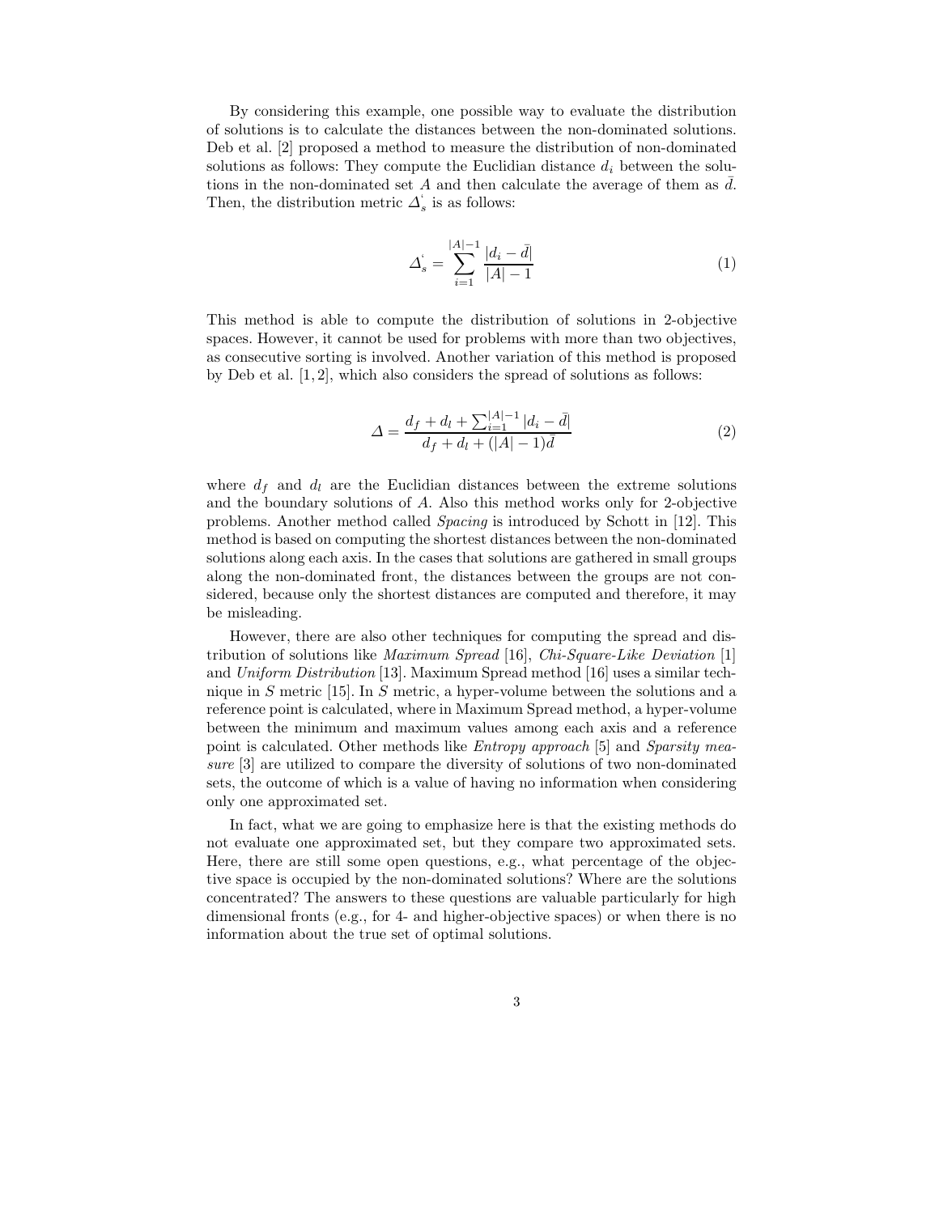By considering this example, one possible way to evaluate the distribution of solutions is to calculate the distances between the non-dominated solutions. Deb et al. [2] proposed a method to measure the distribution of non-dominated solutions as follows: They compute the Euclidian distance $d_i$ between the solutions in the non-dominated set $A$ and then calculate the average of them as $\bar{d}$. Then, the distribution metric $\Delta_s^{`}$ is as follows:

$$\Delta_s^{`} = \sum_{i=1}^{|A|-1} \frac{|d_i - \bar{d}|}{|A| - 1} \tag{1}$$

This method is able to compute the distribution of solutions in 2-objective spaces. However, it cannot be used for problems with more than two objectives, as consecutive sorting is involved. Another variation of this method is proposed by Deb et al. [1, 2], which also considers the spread of solutions as follows:

$$\Delta = \frac{d_f + d_l + \sum_{i=1}^{|A|-1} |d_i - \bar{d}|}{d_f + d_l + (|A| - 1)\bar{d}} \tag{2}$$

where $d_f$ and $d_l$ are the Euclidian distances between the extreme solutions and the boundary solutions of $A$. Also this method works only for 2-objective problems. Another method called *Spacing* is introduced by Schott in [12]. This method is based on computing the shortest distances between the non-dominated solutions along each axis. In the cases that solutions are gathered in small groups along the non-dominated front, the distances between the groups are not considered, because only the shortest distances are computed and therefore, it may be misleading.

However, there are also other techniques for computing the spread and distribution of solutions like *Maximum Spread* [16], *Chi-Square-Like Deviation* [1] and *Uniform Distribution* [13]. Maximum Spread method [16] uses a similar technique in $S$ metric [15]. In $S$ metric, a hyper-volume between the solutions and a reference point is calculated, where in Maximum Spread method, a hyper-volume between the minimum and maximum values among each axis and a reference point is calculated. Other methods like *Entropy approach* [5] and *Sparsity measure* [3] are utilized to compare the diversity of solutions of two non-dominated sets, the outcome of which is a value of having no information when considering only one approximated set.

In fact, what we are going to emphasize here is that the existing methods do not evaluate one approximated set, but they compare two approximated sets. Here, there are still some open questions, e.g., what percentage of the objective space is occupied by the non-dominated solutions? Where are the solutions concentrated? The answers to these questions are valuable particularly for high dimensional fronts (e.g., for 4- and higher-objective spaces) or when there is no information about the true set of optimal solutions.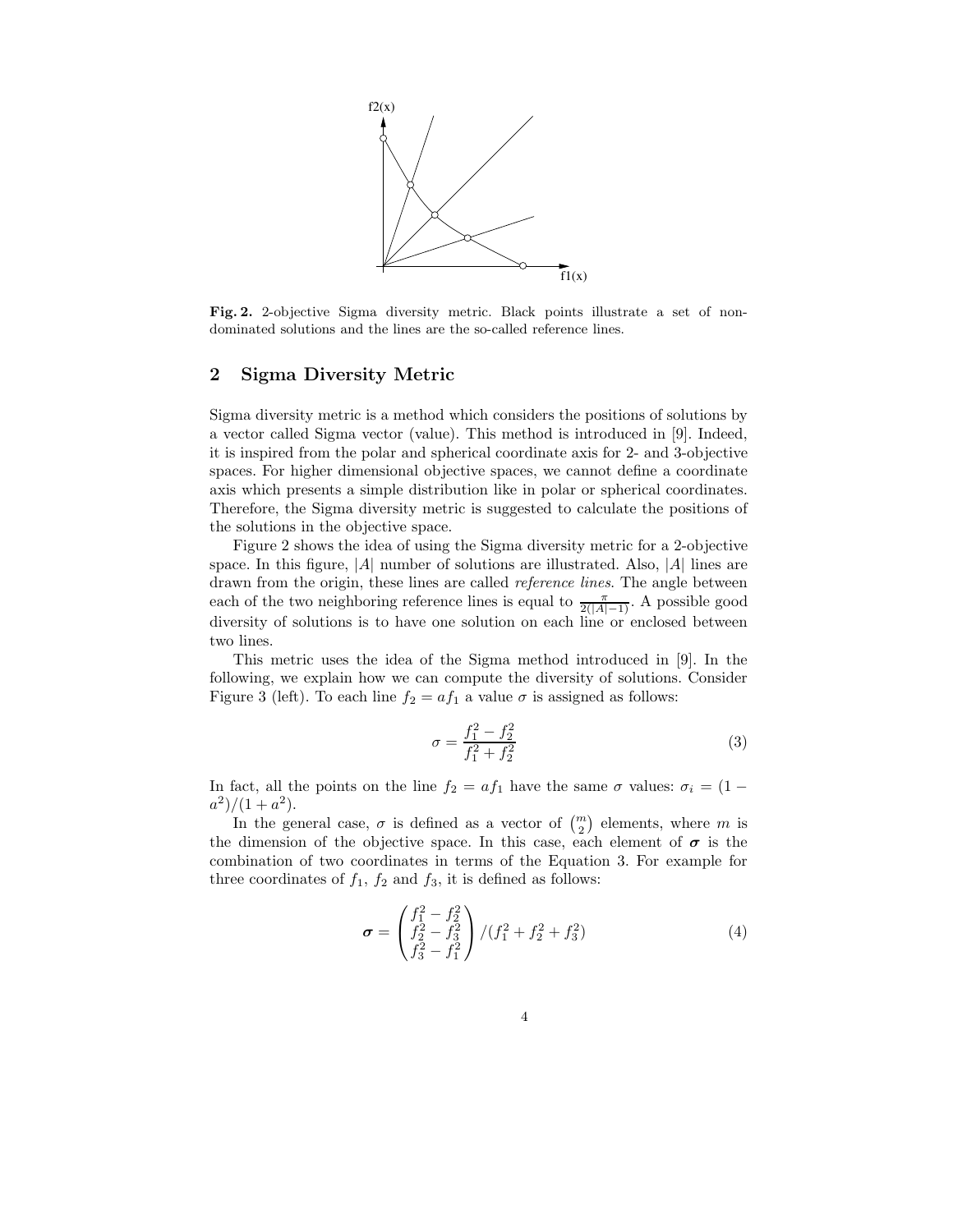**Fig. 2.** 2-objective Sigma diversity metric. Black points illustrate a set of non-dominated solutions and the lines are the so-called reference lines.

## 2 Sigma Diversity Metric

Sigma diversity metric is a method which considers the positions of solutions by a vector called Sigma vector (value). This method is introduced in [9]. Indeed, it is inspired from the polar and spherical coordinate axis for 2- and 3-objective spaces. For higher dimensional objective spaces, we cannot define a coordinate axis which presents a simple distribution like in polar or spherical coordinates. Therefore, the Sigma diversity metric is suggested to calculate the positions of the solutions in the objective space.

Figure 2 shows the idea of using the Sigma diversity metric for a 2-objective space. In this figure, $|A|$ number of solutions are illustrated. Also, $|A|$ lines are drawn from the origin, these lines are called *reference lines*. The angle between each of the two neighboring reference lines is equal to $\frac{\pi}{2(|A|-1)}$. A possible good diversity of solutions is to have one solution on each line or enclosed between two lines.

This metric uses the idea of the Sigma method introduced in [9]. In the following, we explain how we can compute the diversity of solutions. Consider Figure 3 (left). To each line $f_2 = af_1$ a value $\sigma$ is assigned as follows:

$$\sigma = \frac{f_1^2 - f_2^2}{f_1^2 + f_2^2} \tag{3}$$

In fact, all the points on the line $f_2 = af_1$ have the same $\sigma$ values: $\sigma_i = (1 - a^2)/(1 + a^2)$.

In the general case, $\sigma$ is defined as a vector of $\binom{m}{2}$ elements, where $m$ is the dimension of the objective space. In this case, each element of $\boldsymbol{\sigma}$ is the combination of two coordinates in terms of the Equation 3. For example for three coordinates of $f_1$, $f_2$ and $f_3$, it is defined as follows:

$$\boldsymbol{\sigma} = \begin{pmatrix} f_1^2 - f_2^2 \\ f_2^2 - f_3^2 \\ f_3^2 - f_1^2 \end{pmatrix} / (f_1^2 + f_2^2 + f_3^2) \tag{4}$$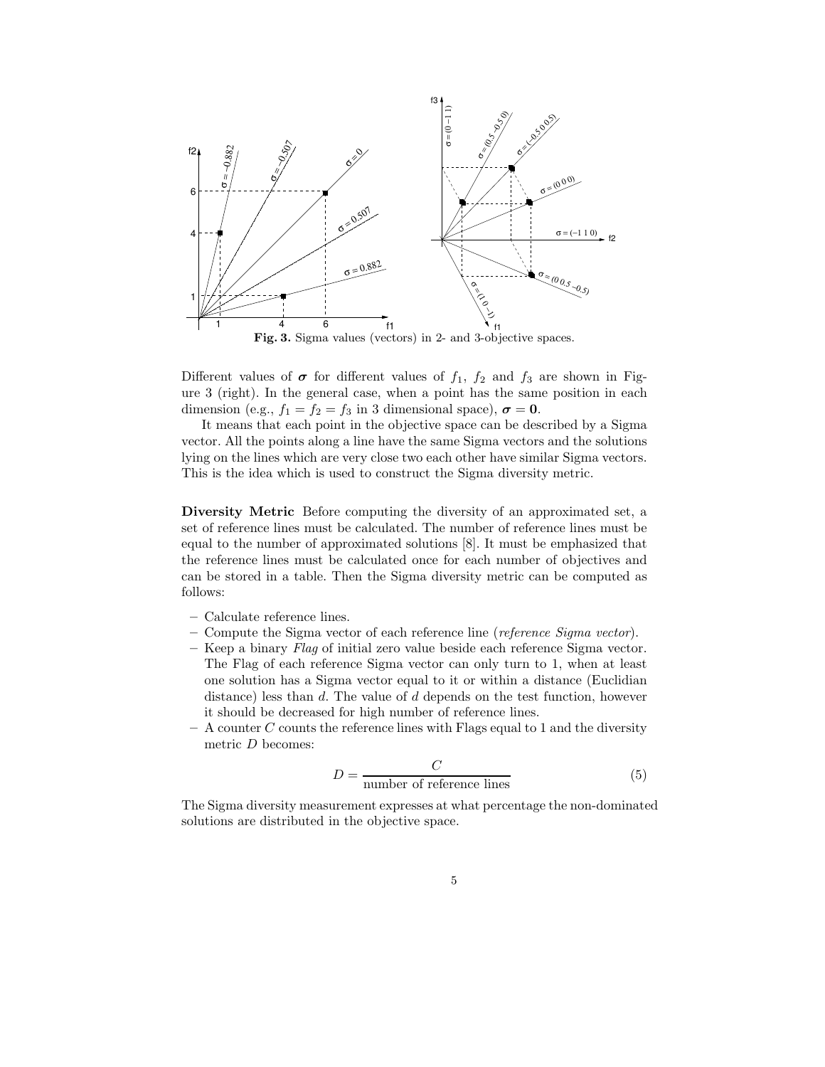**Fig. 3.** Sigma values (vectors) in 2- and 3-objective spaces.

Different values of $\boldsymbol{\sigma}$ for different values of $f_1$, $f_2$ and $f_3$ are shown in Figure 3 (right). In the general case, when a point has the same position in each dimension (e.g., $f_1 = f_2 = f_3$ in 3 dimensional space), $\boldsymbol{\sigma} = \mathbf{0}$.

It means that each point in the objective space can be described by a Sigma vector. All the points along a line have the same Sigma vectors and the solutions lying on the lines which are very close two each other have similar Sigma vectors. This is the idea which is used to construct the Sigma diversity metric.

**Diversity Metric** Before computing the diversity of an approximated set, a set of reference lines must be calculated. The number of reference lines must be equal to the number of approximated solutions [8]. It must be emphasized that the reference lines must be calculated once for each number of objectives and can be stored in a table. Then the Sigma diversity metric can be computed as follows:

- Calculate reference lines.
- Compute the Sigma vector of each reference line (*reference Sigma vector*).
- Keep a binary *Flag* of initial zero value beside each reference Sigma vector. The Flag of each reference Sigma vector can only turn to 1, when at least one solution has a Sigma vector equal to it or within a distance (Euclidian distance) less than $d$. The value of $d$ depends on the test function, however it should be decreased for high number of reference lines.
- A counter $C$ counts the reference lines with Flags equal to 1 and the diversity metric $D$ becomes:

$$D = \frac{C}{\text{number of reference lines}} \tag{5}$$

The Sigma diversity measurement expresses at what percentage the non-dominated solutions are distributed in the objective space.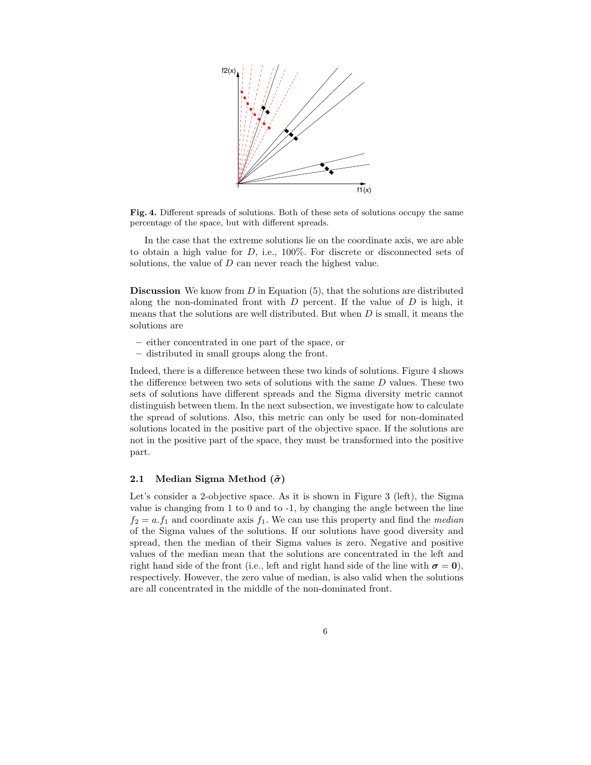Fig. 4. Different spreads of solutions. Both of these sets of solutions occupy the same percentage of the space, but with different spreads.

In the case that the extreme solutions lie on the coordinate axis, we are able to obtain a high value for $D$, i.e., 100%. For discrete or disconnected sets of solutions, the value of $D$ can never reach the highest value.

**Discussion** We know from $D$ in Equation (5), that the solutions are distributed along the non-dominated front with $D$ percent. If the value of $D$ is high, it means that the solutions are well distributed. But when $D$ is small, it means the solutions are

- either concentrated in one part of the space, or
- distributed in small groups along the front.

Indeed, there is a difference between these two kinds of solutions. Figure 4 shows the difference between two sets of solutions with the same $D$ values. These two sets of solutions have different spreads and the Sigma diversity metric cannot distinguish between them. In the next subsection, we investigate how to calculate the spread of solutions. Also, this metric can only be used for non-dominated solutions located in the positive part of the objective space. If the solutions are not in the positive part of the space, they must be transformed into the positive part.

### 2.1 Median Sigma Method ($\tilde{\sigma}$)

Let's consider a 2-objective space. As it is shown in Figure 3 (left), the Sigma value is changing from 1 to 0 and to -1, by changing the angle between the line $f_2 = a.f_1$ and coordinate axis $f_1$. We can use this property and find the *median* of the Sigma values of the solutions. If our solutions have good diversity and spread, then the median of their Sigma values is zero. Negative and positive values of the median mean that the solutions are concentrated in the left and right hand side of the front (i.e., left and right hand side of the line with $\boldsymbol{\sigma} = \mathbf{0}$), respectively. However, the zero value of median, is also valid when the solutions are all concentrated in the middle of the non-dominated front.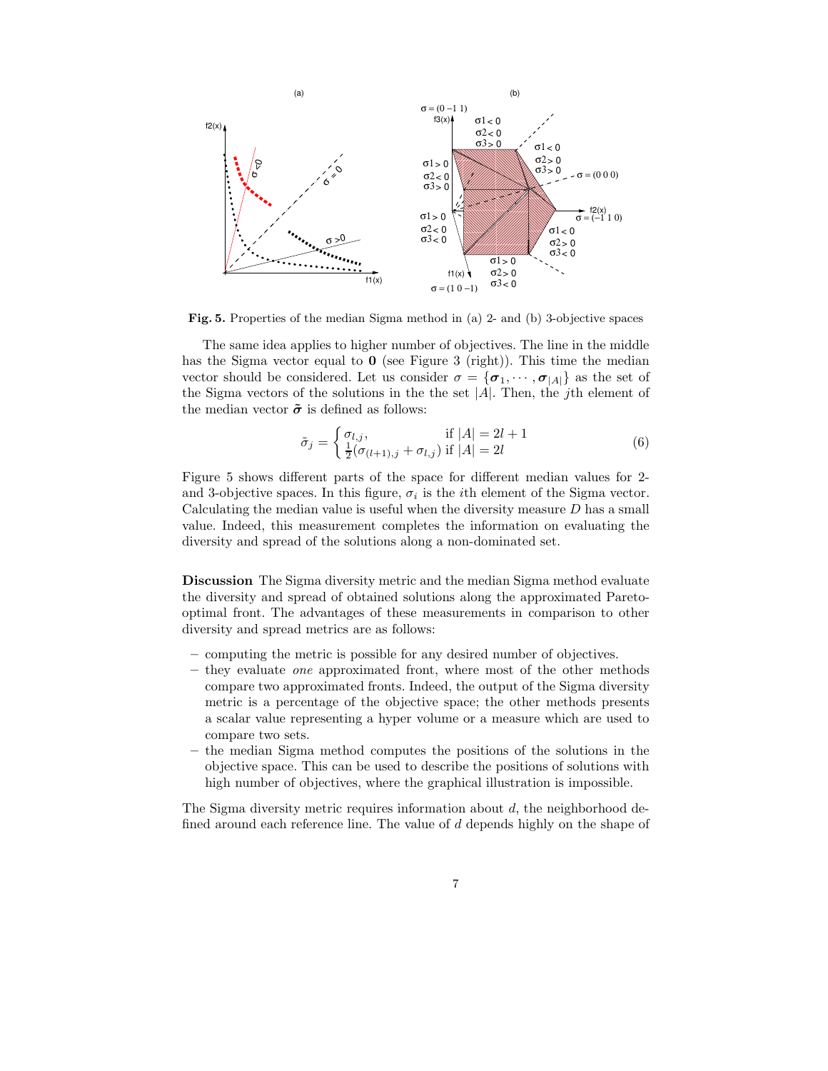Fig. 5. Properties of the median Sigma method in (a) 2- and (b) 3-objective spaces

The same idea applies to higher number of objectives. The line in the middle has the Sigma vector equal to $\mathbf{0}$ (see Figure 3 (right)). This time the median vector should be considered. Let us consider $\sigma = \{\boldsymbol{\sigma}_1, \cdots, \boldsymbol{\sigma}_{|A|}\}$ as the set of the Sigma vectors of the solutions in the the set $|A|$. Then, the $j$th element of the median vector $\tilde{\boldsymbol{\sigma}}$ is defined as follows:

$$\tilde{\sigma}_j = \begin{cases} \sigma_{l,j}, & \text{if } |A| = 2l+1 \\ \frac{1}{2}(\sigma_{(l+1),j} + \sigma_{l,j}) & \text{if } |A| = 2l \end{cases} \tag{6}$$

Figure 5 shows different parts of the space for different median values for 2- and 3-objective spaces. In this figure, $\sigma_i$ is the $i$th element of the Sigma vector. Calculating the median value is useful when the diversity measure $D$ has a small value. Indeed, this measurement completes the information on evaluating the diversity and spread of the solutions along a non-dominated set.

**Discussion** The Sigma diversity metric and the median Sigma method evaluate the diversity and spread of obtained solutions along the approximated Pareto-optimal front. The advantages of these measurements in comparison to other diversity and spread metrics are as follows:

- computing the metric is possible for any desired number of objectives.
- they evaluate *one* approximated front, where most of the other methods compare two approximated fronts. Indeed, the output of the Sigma diversity metric is a percentage of the objective space; the other methods presents a scalar value representing a hyper volume or a measure which are used to compare two sets.
- the median Sigma method computes the positions of the solutions in the objective space. This can be used to describe the positions of solutions with high number of objectives, where the graphical illustration is impossible.

The Sigma diversity metric requires information about $d$, the neighborhood defined around each reference line. The value of $d$ depends highly on the shape of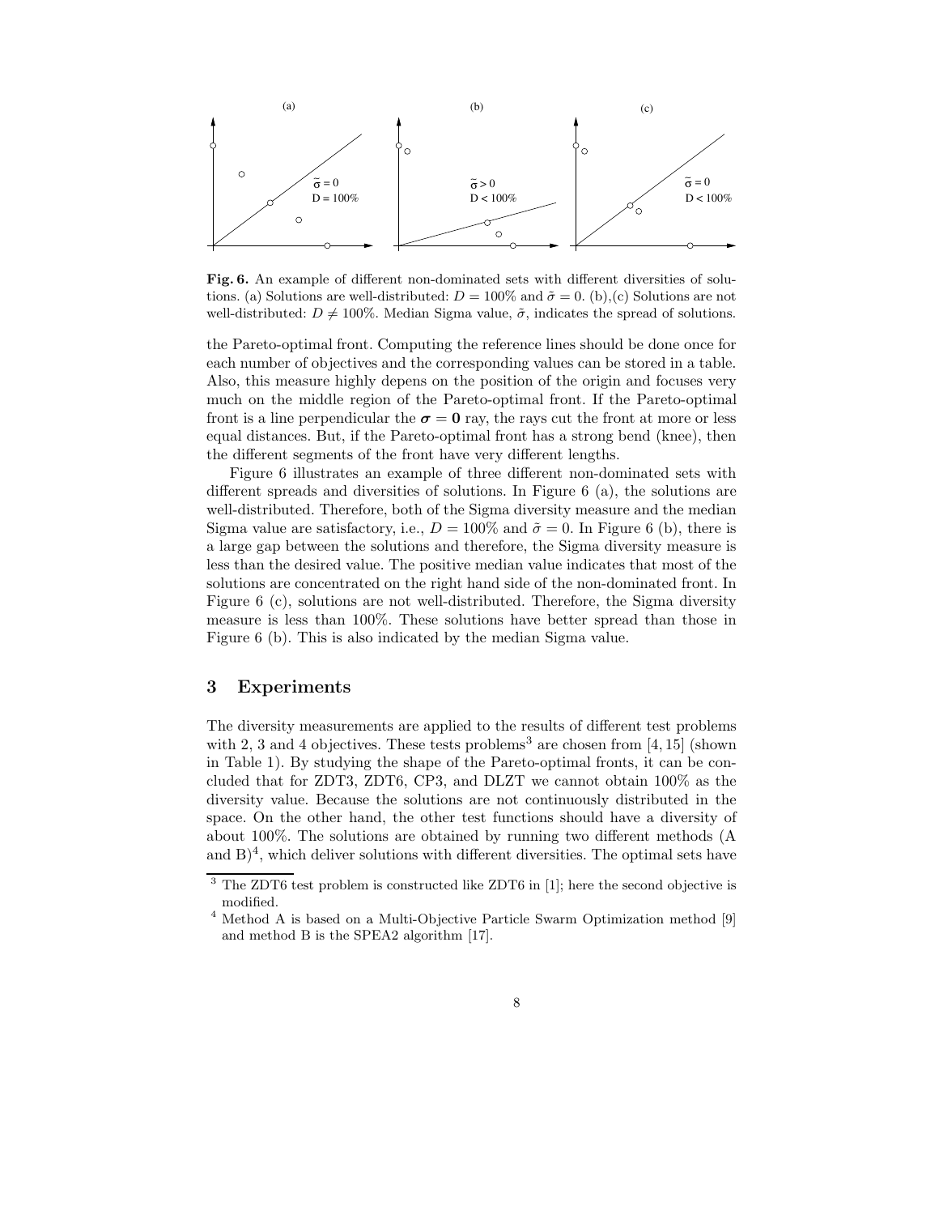**Fig. 6.** An example of different non-dominated sets with different diversities of solutions. (a) Solutions are well-distributed: $D = 100\%$ and $\tilde{\sigma} = 0$. (b),(c) Solutions are not well-distributed: $D \neq 100\%$. Median Sigma value, $\tilde{\sigma}$, indicates the spread of solutions.

the Pareto-optimal front. Computing the reference lines should be done once for each number of objectives and the corresponding values can be stored in a table. Also, this measure highly depens on the position of the origin and focuses very much on the middle region of the Pareto-optimal front. If the Pareto-optimal front is a line perpendicular the $\boldsymbol{\sigma} = \mathbf{0}$ ray, the rays cut the front at more or less equal distances. But, if the Pareto-optimal front has a strong bend (knee), then the different segments of the front have very different lengths.

Figure 6 illustrates an example of three different non-dominated sets with different spreads and diversities of solutions. In Figure 6 (a), the solutions are well-distributed. Therefore, both of the Sigma diversity measure and the median Sigma value are satisfactory, i.e., $D = 100\%$ and $\tilde{\sigma} = 0$. In Figure 6 (b), there is a large gap between the solutions and therefore, the Sigma diversity measure is less than the desired value. The positive median value indicates that most of the solutions are concentrated on the right hand side of the non-dominated front. In Figure 6 (c), solutions are not well-distributed. Therefore, the Sigma diversity measure is less than 100%. These solutions have better spread than those in Figure 6 (b). This is also indicated by the median Sigma value.

## 3 Experiments

The diversity measurements are applied to the results of different test problems with 2, 3 and 4 objectives. These tests problems[3] are chosen from [4, 15] (shown in Table 1). By studying the shape of the Pareto-optimal fronts, it can be concluded that for ZDT3, ZDT6, CP3, and DLZT we cannot obtain 100% as the diversity value. Because the solutions are not continuously distributed in the space. On the other hand, the other test functions should have a diversity of about 100%. The solutions are obtained by running two different methods (A and B)[4], which deliver solutions with different diversities. The optimal sets have

[3] The ZDT6 test problem is constructed like ZDT6 in [1]; here the second objective is modified.

[4] Method A is based on a Multi-Objective Particle Swarm Optimization method [9] and method B is the SPEA2 algorithm [17].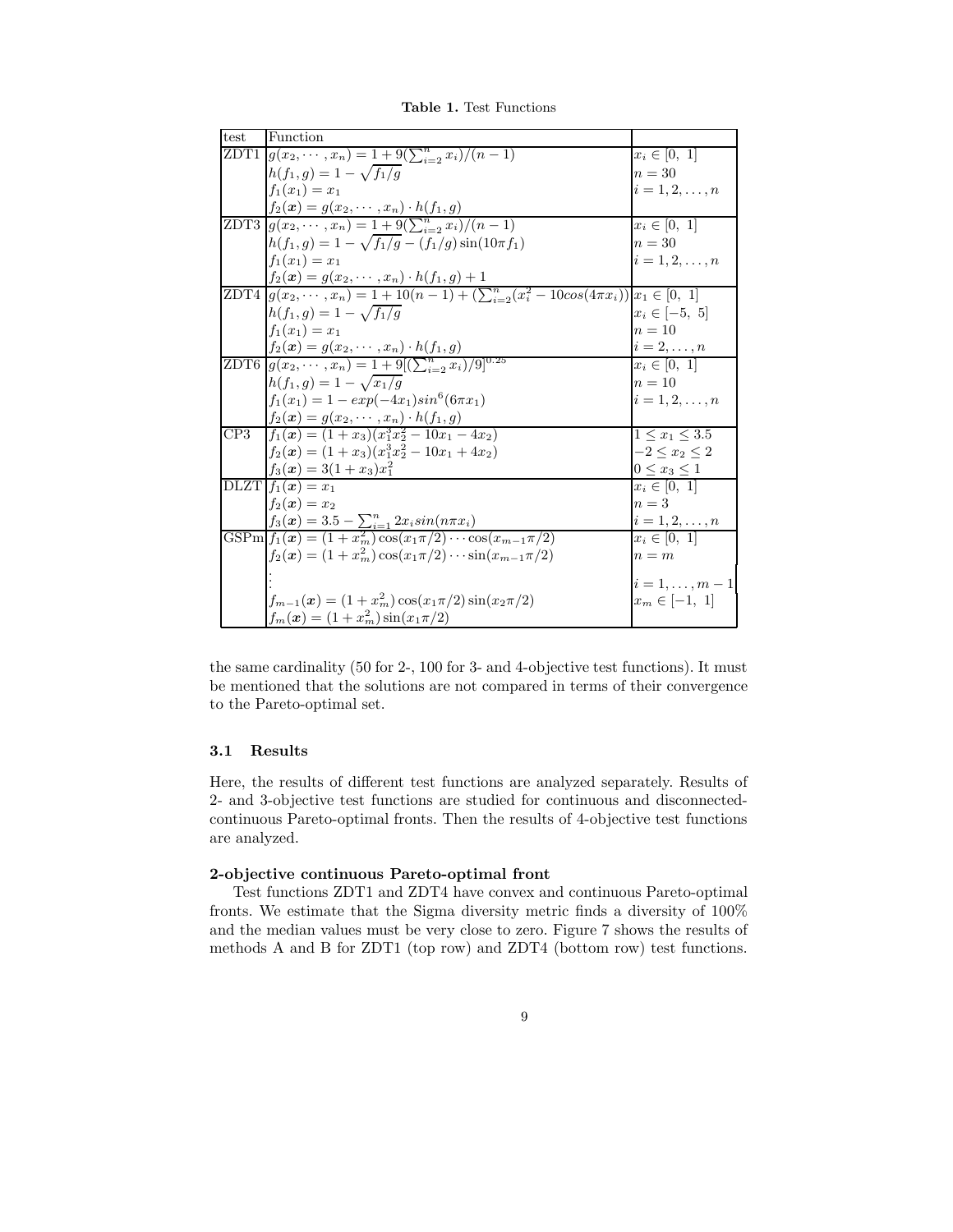**Table 1.** Test Functions

| test | Function | |
|---|---|---|
| ZDT1 | $g(x_2, \cdots, x_n) = 1 + 9(\sum_{i=2}^{n} x_i)/(n-1)$ | $x_i \in [0,\ 1]$ |
| | $h(f_1, g) = 1 - \sqrt{f_1/g}$ | $n = 30$ |
| | $f_1(x_1) = x_1$ | $i = 1, 2, \ldots, n$ |
| | $f_2(\boldsymbol{x}) = g(x_2, \cdots, x_n) \cdot h(f_1, g)$ | |
| ZDT3 | $g(x_2, \cdots, x_n) = 1 + 9(\sum_{i=2}^{n} x_i)/(n-1)$ | $x_i \in [0,\ 1]$ |
| | $h(f_1, g) = 1 - \sqrt{f_1/g} - (f_1/g)\sin(10\pi f_1)$ | $n = 30$ |
| | $f_1(x_1) = x_1$ | $i = 1, 2, \ldots, n$ |
| | $f_2(\boldsymbol{x}) = g(x_2, \cdots, x_n) \cdot h(f_1, g) + 1$ | |
| ZDT4 | $g(x_2, \cdots, x_n) = 1 + 10(n-1) + (\sum_{i=2}^{n}(x_i^2 - 10cos(4\pi x_i))$ | $x_1 \in [0,\ 1]$ |
| | $h(f_1, g) = 1 - \sqrt{f_1/g}$ | $x_i \in [-5,\ 5]$ |
| | $f_1(x_1) = x_1$ | $n = 10$ |
| | $f_2(\boldsymbol{x}) = g(x_2, \cdots, x_n) \cdot h(f_1, g)$ | $i = 2, \ldots, n$ |
| ZDT6 | $g(x_2, \cdots, x_n) = 1 + 9[(\sum_{i=2}^{n} x_i)/9]^{0.25}$ | $x_i \in [0,\ 1]$ |
| | $h(f_1, g) = 1 - \sqrt{x_1/g}$ | $n = 10$ |
| | $f_1(x_1) = 1 - exp(-4x_1)sin^6(6\pi x_1)$ | $i = 1, 2, \ldots, n$ |
| | $f_2(\boldsymbol{x}) = g(x_2, \cdots, x_n) \cdot h(f_1, g)$ | |
| CP3 | $f_1(\boldsymbol{x}) = (1 + x_3)(x_1^3 x_2^2 - 10x_1 - 4x_2)$ | $1 \le x_1 \le 3.5$ |
| | $f_2(\boldsymbol{x}) = (1 + x_3)(x_1^3 x_2^2 - 10x_1 + 4x_2)$ | $-2 \le x_2 \le 2$ |
| | $f_3(\boldsymbol{x}) = 3(1 + x_3)x_1^2$ | $0 \le x_3 \le 1$ |
| DLZT | $f_1(\boldsymbol{x}) = x_1$ | $x_i \in [0,\ 1]$ |
| | $f_2(\boldsymbol{x}) = x_2$ | $n = 3$ |
| | $f_3(\boldsymbol{x}) = 3.5 - \sum_{i=1}^{n} 2x_i sin(n\pi x_i)$ | $i = 1, 2, \ldots, n$ |
| GSPm | $f_1(\boldsymbol{x}) = (1 + x_m^2)\cos(x_1\pi/2)\cdots\cos(x_{m-1}\pi/2)$ | $x_i \in [0,\ 1]$ |
| | $f_2(\boldsymbol{x}) = (1 + x_m^2)\cos(x_1\pi/2)\cdots\sin(x_{m-1}\pi/2)$ | $n = m$ |
| | $\vdots$ | $i = 1, \ldots, m-1$ |
| | $f_{m-1}(\boldsymbol{x}) = (1 + x_m^2)\cos(x_1\pi/2)\sin(x_2\pi/2)$ | $x_m \in [-1,\ 1]$ |
| | $f_m(\boldsymbol{x}) = (1 + x_m^2)\sin(x_1\pi/2)$ | |

the same cardinality (50 for 2-, 100 for 3- and 4-objective test functions). It must be mentioned that the solutions are not compared in terms of their convergence to the Pareto-optimal set.

### 3.1 Results

Here, the results of different test functions are analyzed separately. Results of 2- and 3-objective test functions are studied for continuous and disconnected-continuous Pareto-optimal fronts. Then the results of 4-objective test functions are analyzed.

**2-objective continuous Pareto-optimal front**

Test functions ZDT1 and ZDT4 have convex and continuous Pareto-optimal fronts. We estimate that the Sigma diversity metric finds a diversity of 100% and the median values must be very close to zero. Figure 7 shows the results of methods A and B for ZDT1 (top row) and ZDT4 (bottom row) test functions.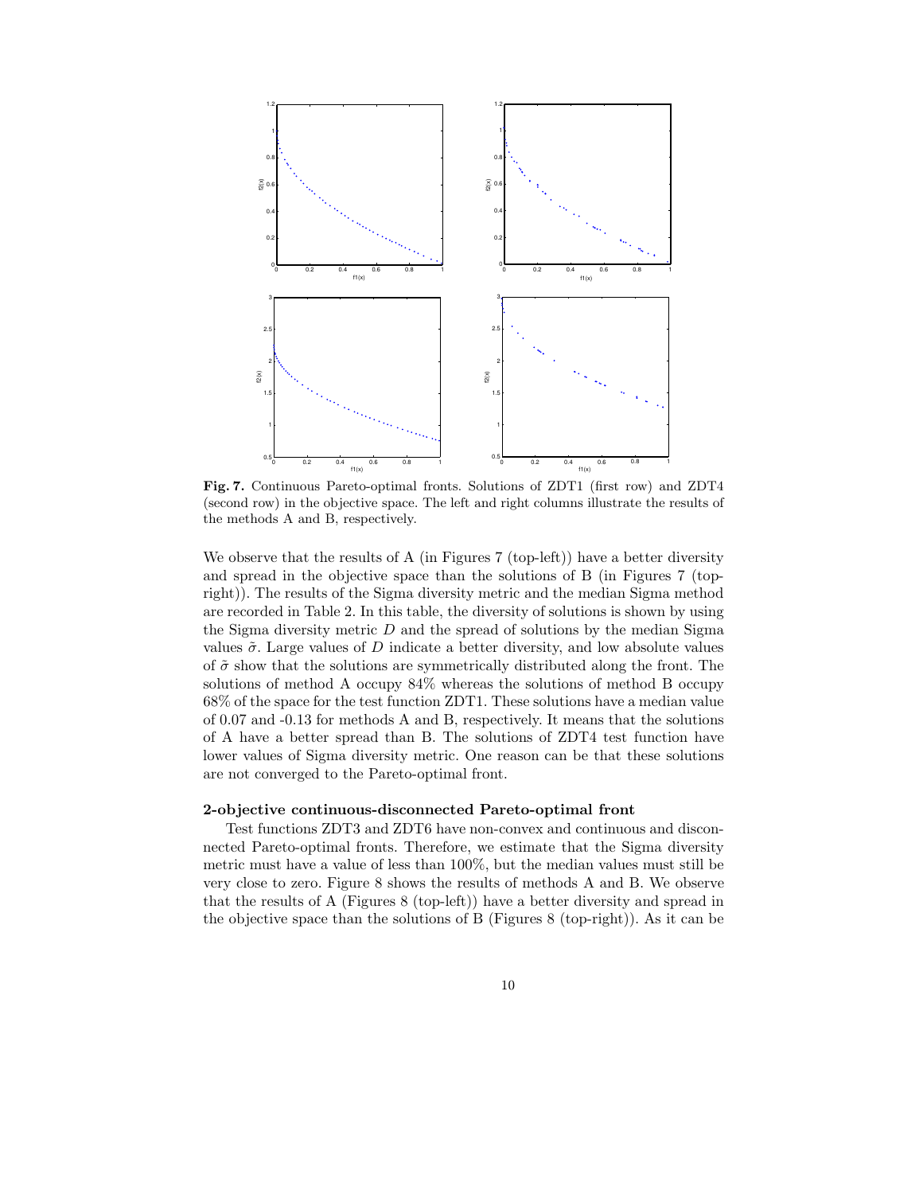**Fig. 7.** Continuous Pareto-optimal fronts. Solutions of ZDT1 (first row) and ZDT4 (second row) in the objective space. The left and right columns illustrate the results of the methods A and B, respectively.

We observe that the results of A (in Figures 7 (top-left)) have a better diversity and spread in the objective space than the solutions of B (in Figures 7 (top-right)). The results of the Sigma diversity metric and the median Sigma method are recorded in Table 2. In this table, the diversity of solutions is shown by using the Sigma diversity metric $D$ and the spread of solutions by the median Sigma values $\tilde{\sigma}$. Large values of $D$ indicate a better diversity, and low absolute values of $\tilde{\sigma}$ show that the solutions are symmetrically distributed along the front. The solutions of method A occupy 84% whereas the solutions of method B occupy 68% of the space for the test function ZDT1. These solutions have a median value of 0.07 and -0.13 for methods A and B, respectively. It means that the solutions of A have a better spread than B. The solutions of ZDT4 test function have lower values of Sigma diversity metric. One reason can be that these solutions are not converged to the Pareto-optimal front.

**2-objective continuous-disconnected Pareto-optimal front**

Test functions ZDT3 and ZDT6 have non-convex and continuous and disconnected Pareto-optimal fronts. Therefore, we estimate that the Sigma diversity metric must have a value of less than 100%, but the median values must still be very close to zero. Figure 8 shows the results of methods A and B. We observe that the results of A (Figures 8 (top-left)) have a better diversity and spread in the objective space than the solutions of B (Figures 8 (top-right)). As it can be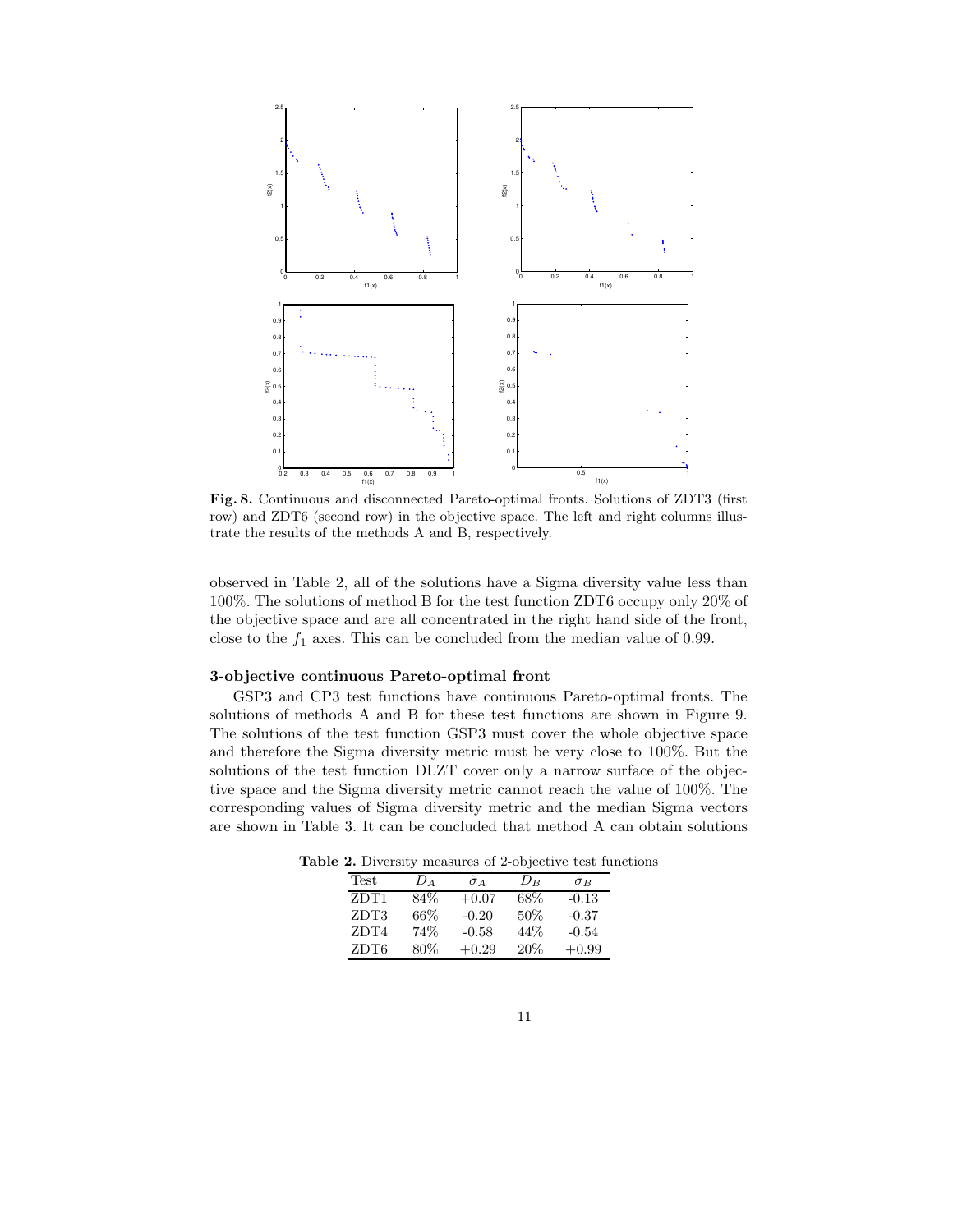**Fig. 8.** Continuous and disconnected Pareto-optimal fronts. Solutions of ZDT3 (first row) and ZDT6 (second row) in the objective space. The left and right columns illustrate the results of the methods A and B, respectively.

observed in Table 2, all of the solutions have a Sigma diversity value less than 100%. The solutions of method B for the test function ZDT6 occupy only 20% of the objective space and are all concentrated in the right hand side of the front, close to the $f_1$ axes. This can be concluded from the median value of 0.99.

**3-objective continuous Pareto-optimal front**

GSP3 and CP3 test functions have continuous Pareto-optimal fronts. The solutions of methods A and B for these test functions are shown in Figure 9. The solutions of the test function GSP3 must cover the whole objective space and therefore the Sigma diversity metric must be very close to 100%. But the solutions of the test function DLZT cover only a narrow surface of the objective space and the Sigma diversity metric cannot reach the value of 100%. The corresponding values of Sigma diversity metric and the median Sigma vectors are shown in Table 3. It can be concluded that method A can obtain solutions

**Table 2.** Diversity measures of 2-objective test functions

| Test | $D_A$ | $\tilde{\sigma}_A$ | $D_B$ | $\tilde{\sigma}_B$ |
|---|---|---|---|---|
| ZDT1 | 84% | +0.07 | 68% | -0.13 |
| ZDT3 | 66% | -0.20 | 50% | -0.37 |
| ZDT4 | 74% | -0.58 | 44% | -0.54 |
| ZDT6 | 80% | +0.29 | 20% | +0.99 |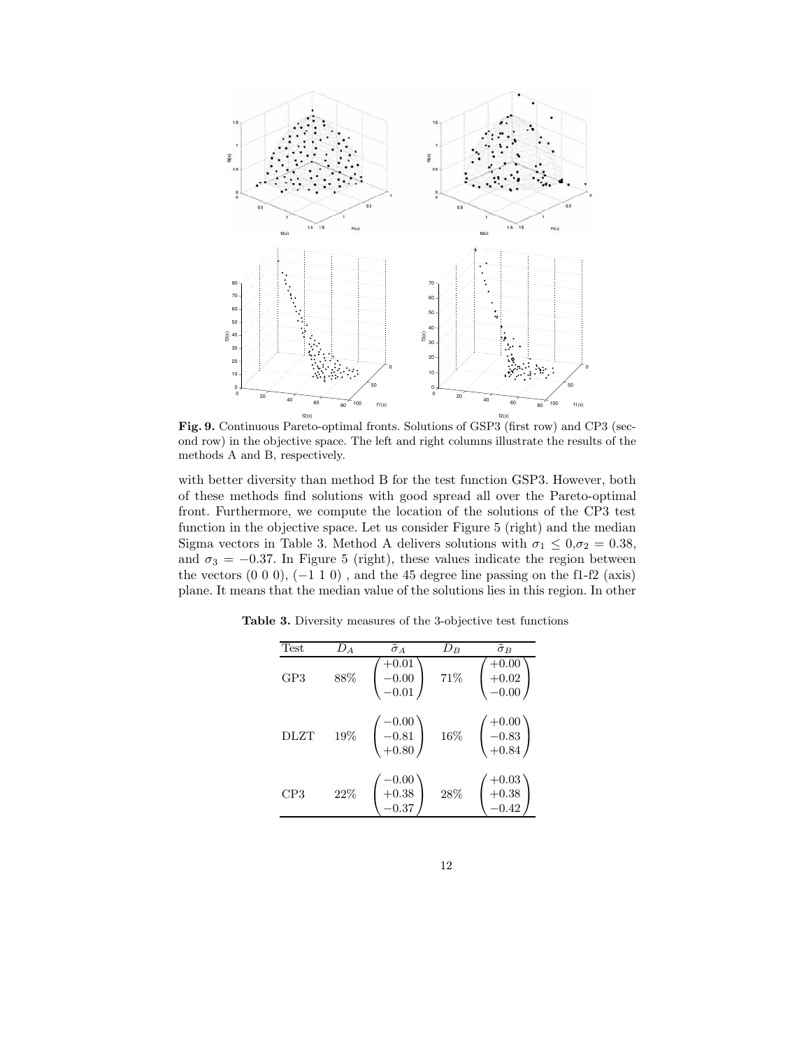**Fig. 9.** Continuous Pareto-optimal fronts. Solutions of GSP3 (first row) and CP3 (second row) in the objective space. The left and right columns illustrate the results of the methods A and B, respectively.

with better diversity than method B for the test function GSP3. However, both of these methods find solutions with good spread all over the Pareto-optimal front. Furthermore, we compute the location of the solutions of the CP3 test function in the objective space. Let us consider Figure 5 (right) and the median Sigma vectors in Table 3. Method A delivers solutions with $\sigma_1 \leq 0, \sigma_2 = 0.38$, and $\sigma_3 = -0.37$. In Figure 5 (right), these values indicate the region between the vectors $(0\ 0\ 0)$, $(-1\ 1\ 0)$ , and the 45 degree line passing on the f1-f2 (axis) plane. It means that the median value of the solutions lies in this region. In other

**Table 3.** Diversity measures of the 3-objective test functions

| Test | $D_A$ | $\tilde{\sigma}_A$ | $D_B$ | $\tilde{\sigma}_B$ |
|---|---|---|---|---|
| GP3 | 88% | $\begin{pmatrix} +0.01 \\ -0.00 \\ -0.01 \end{pmatrix}$ | 71% | $\begin{pmatrix} +0.00 \\ +0.02 \\ -0.00 \end{pmatrix}$ |
| DLZT | 19% | $\begin{pmatrix} -0.00 \\ -0.81 \\ +0.80 \end{pmatrix}$ | 16% | $\begin{pmatrix} +0.00 \\ -0.83 \\ +0.84 \end{pmatrix}$ |
| CP3 | 22% | $\begin{pmatrix} -0.00 \\ +0.38 \\ -0.37 \end{pmatrix}$ | 28% | $\begin{pmatrix} +0.03 \\ +0.38 \\ -0.42 \end{pmatrix}$ |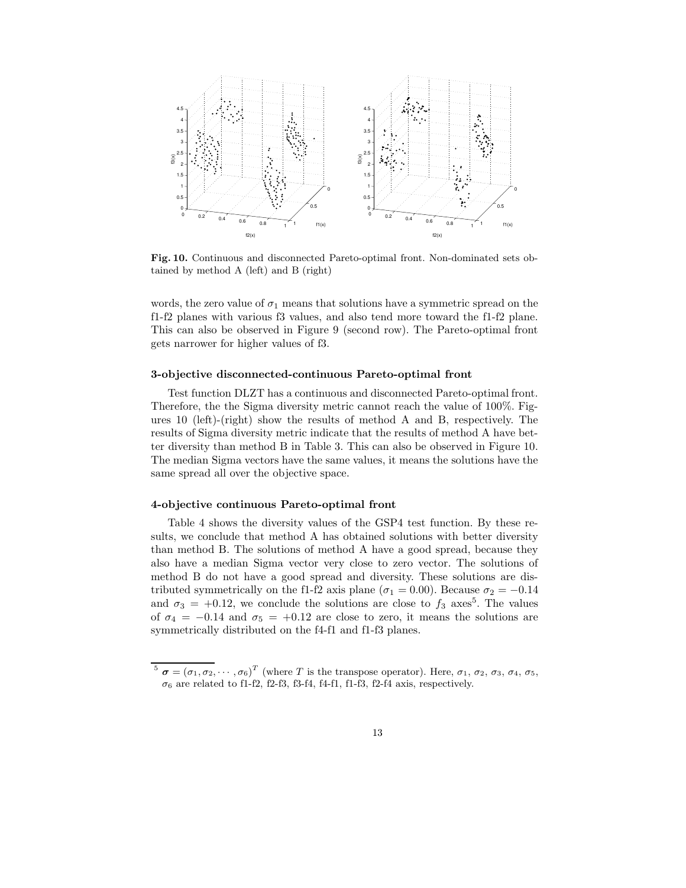**Fig. 10.** Continuous and disconnected Pareto-optimal front. Non-dominated sets obtained by method A (left) and B (right)

words, the zero value of $\sigma_1$ means that solutions have a symmetric spread on the f1-f2 planes with various f3 values, and also tend more toward the f1-f2 plane. This can also be observed in Figure 9 (second row). The Pareto-optimal front gets narrower for higher values of f3.

### 3-objective disconnected-continuous Pareto-optimal front

Test function DLZT has a continuous and disconnected Pareto-optimal front. Therefore, the the Sigma diversity metric cannot reach the value of 100%. Figures 10 (left)-(right) show the results of method A and B, respectively. The results of Sigma diversity metric indicate that the results of method A have better diversity than method B in Table 3. This can also be observed in Figure 10. The median Sigma vectors have the same values, it means the solutions have the same spread all over the objective space.

### 4-objective continuous Pareto-optimal front

Table 4 shows the diversity values of the GSP4 test function. By these results, we conclude that method A has obtained solutions with better diversity than method B. The solutions of method A have a good spread, because they also have a median Sigma vector very close to zero vector. The solutions of method B do not have a good spread and diversity. These solutions are distributed symmetrically on the f1-f2 axis plane ($\sigma_1 = 0.00$). Because $\sigma_2 = -0.14$ and $\sigma_3 = +0.12$, we conclude the solutions are close to $f_3$ axes[5]. The values of $\sigma_4 = -0.14$ and $\sigma_5 = +0.12$ are close to zero, it means the solutions are symmetrically distributed on the f4-f1 and f1-f3 planes.

[5] $\boldsymbol{\sigma} = (\sigma_1, \sigma_2, \cdots, \sigma_6)^T$ (where $T$ is the transpose operator). Here, $\sigma_1$, $\sigma_2$, $\sigma_3$, $\sigma_4$, $\sigma_5$, $\sigma_6$ are related to f1-f2, f2-f3, f3-f4, f4-f1, f1-f3, f2-f4 axis, respectively.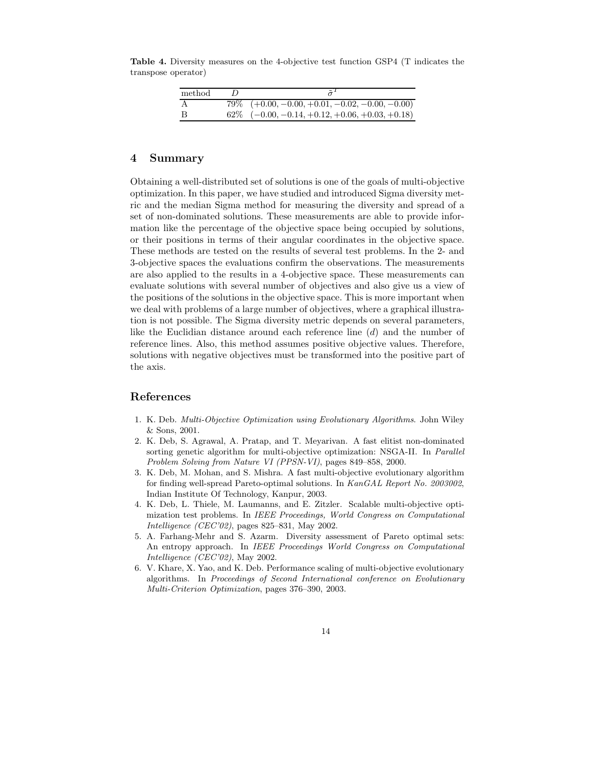**Table 4.** Diversity measures on the 4-objective test function GSP4 (T indicates the transpose operator)

| method | $D$ | $\tilde{\sigma}^T$ |
|---|---|---|
| A | 79% | $(+0.00, -0.00, +0.01, -0.02, -0.00, -0.00)$ |
| B | 62% | $(-0.00, -0.14, +0.12, +0.06, +0.03, +0.18)$ |

## 4 Summary

Obtaining a well-distributed set of solutions is one of the goals of multi-objective optimization. In this paper, we have studied and introduced Sigma diversity metric and the median Sigma method for measuring the diversity and spread of a set of non-dominated solutions. These measurements are able to provide information like the percentage of the objective space being occupied by solutions, or their positions in terms of their angular coordinates in the objective space. These methods are tested on the results of several test problems. In the 2- and 3-objective spaces the evaluations confirm the observations. The measurements are also applied to the results in a 4-objective space. These measurements can evaluate solutions with several number of objectives and also give us a view of the positions of the solutions in the objective space. This is more important when we deal with problems of a large number of objectives, where a graphical illustration is not possible. The Sigma diversity metric depends on several parameters, like the Euclidian distance around each reference line ($d$) and the number of reference lines. Also, this method assumes positive objective values. Therefore, solutions with negative objectives must be transformed into the positive part of the axis.

## References

1. K. Deb. *Multi-Objective Optimization using Evolutionary Algorithms*. John Wiley & Sons, 2001.
2. K. Deb, S. Agrawal, A. Pratap, and T. Meyarivan. A fast elitist non-dominated sorting genetic algorithm for multi-objective optimization: NSGA-II. In *Parallel Problem Solving from Nature VI (PPSN-VI)*, pages 849–858, 2000.
3. K. Deb, M. Mohan, and S. Mishra. A fast multi-objective evolutionary algorithm for finding well-spread Pareto-optimal solutions. In *KanGAL Report No. 2003002*, Indian Institute Of Technology, Kanpur, 2003.
4. K. Deb, L. Thiele, M. Laumanns, and E. Zitzler. Scalable multi-objective optimization test problems. In *IEEE Proceedings, World Congress on Computational Intelligence (CEC'02)*, pages 825–831, May 2002.
5. A. Farhang-Mehr and S. Azarm. Diversity assessment of Pareto optimal sets: An entropy approach. In *IEEE Proceedings World Congress on Computational Intelligence (CEC'02)*, May 2002.
6. V. Khare, X. Yao, and K. Deb. Performance scaling of multi-objective evolutionary algorithms. In *Proceedings of Second International conference on Evolutionary Multi-Criterion Optimization*, pages 376–390, 2003.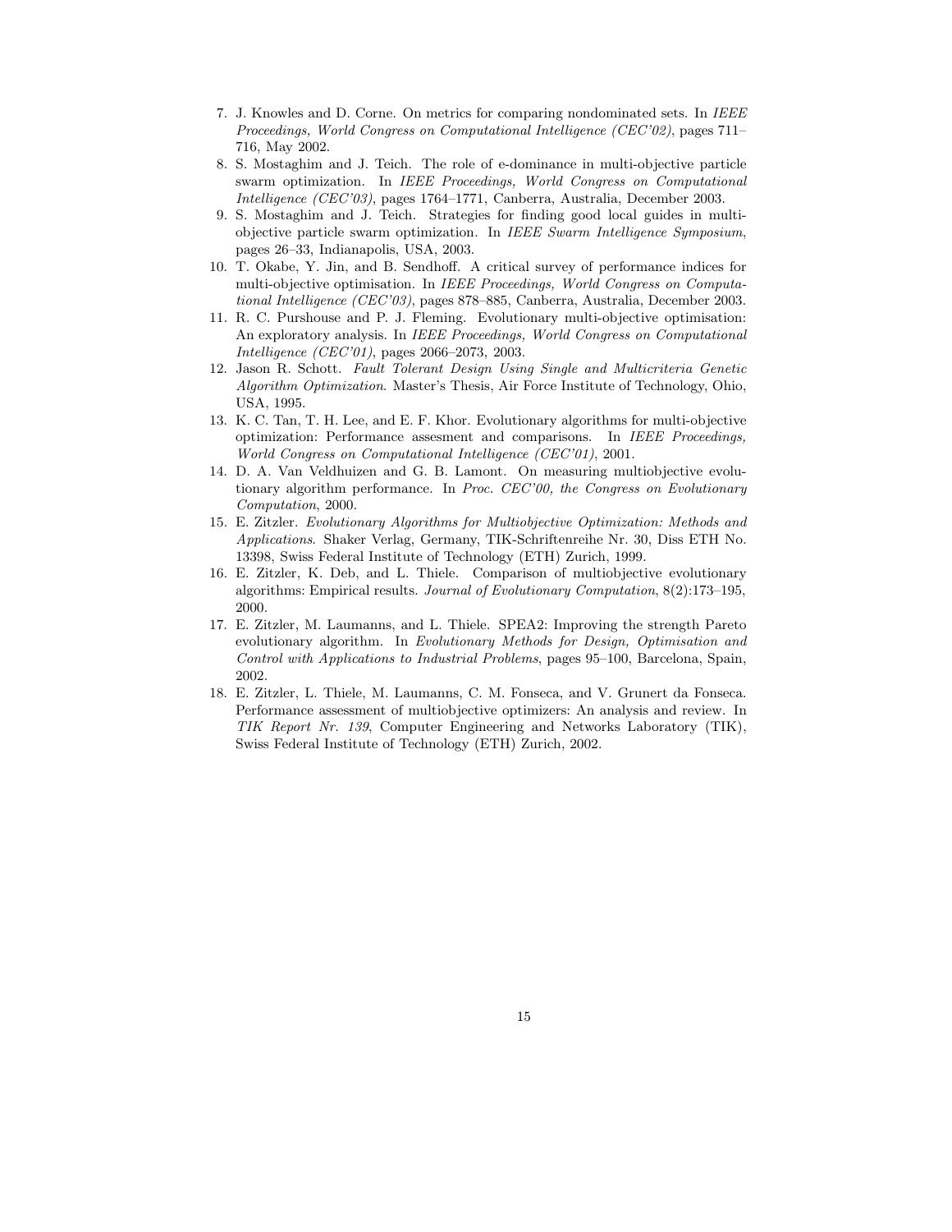7. J. Knowles and D. Corne. On metrics for comparing nondominated sets. In *IEEE Proceedings, World Congress on Computational Intelligence (CEC'02)*, pages 711–716, May 2002.
8. S. Mostaghim and J. Teich. The role of e-dominance in multi-objective particle swarm optimization. In *IEEE Proceedings, World Congress on Computational Intelligence (CEC'03)*, pages 1764–1771, Canberra, Australia, December 2003.
9. S. Mostaghim and J. Teich. Strategies for finding good local guides in multi-objective particle swarm optimization. In *IEEE Swarm Intelligence Symposium*, pages 26–33, Indianapolis, USA, 2003.
10. T. Okabe, Y. Jin, and B. Sendhoff. A critical survey of performance indices for multi-objective optimisation. In *IEEE Proceedings, World Congress on Computational Intelligence (CEC'03)*, pages 878–885, Canberra, Australia, December 2003.
11. R. C. Purshouse and P. J. Fleming. Evolutionary multi-objective optimisation: An exploratory analysis. In *IEEE Proceedings, World Congress on Computational Intelligence (CEC'01)*, pages 2066–2073, 2003.
12. Jason R. Schott. *Fault Tolerant Design Using Single and Multicriteria Genetic Algorithm Optimization*. Master's Thesis, Air Force Institute of Technology, Ohio, USA, 1995.
13. K. C. Tan, T. H. Lee, and E. F. Khor. Evolutionary algorithms for multi-objective optimization: Performance assesment and comparisons. In *IEEE Proceedings, World Congress on Computational Intelligence (CEC'01)*, 2001.
14. D. A. Van Veldhuizen and G. B. Lamont. On measuring multiobjective evolutionary algorithm performance. In *Proc. CEC'00, the Congress on Evolutionary Computation*, 2000.
15. E. Zitzler. *Evolutionary Algorithms for Multiobjective Optimization: Methods and Applications*. Shaker Verlag, Germany, TIK-Schriftenreihe Nr. 30, Diss ETH No. 13398, Swiss Federal Institute of Technology (ETH) Zurich, 1999.
16. E. Zitzler, K. Deb, and L. Thiele. Comparison of multiobjective evolutionary algorithms: Empirical results. *Journal of Evolutionary Computation*, 8(2):173–195, 2000.
17. E. Zitzler, M. Laumanns, and L. Thiele. SPEA2: Improving the strength Pareto evolutionary algorithm. In *Evolutionary Methods for Design, Optimisation and Control with Applications to Industrial Problems*, pages 95–100, Barcelona, Spain, 2002.
18. E. Zitzler, L. Thiele, M. Laumanns, C. M. Fonseca, and V. Grunert da Fonseca. Performance assessment of multiobjective optimizers: An analysis and review. In *TIK Report Nr. 139*, Computer Engineering and Networks Laboratory (TIK), Swiss Federal Institute of Technology (ETH) Zurich, 2002.